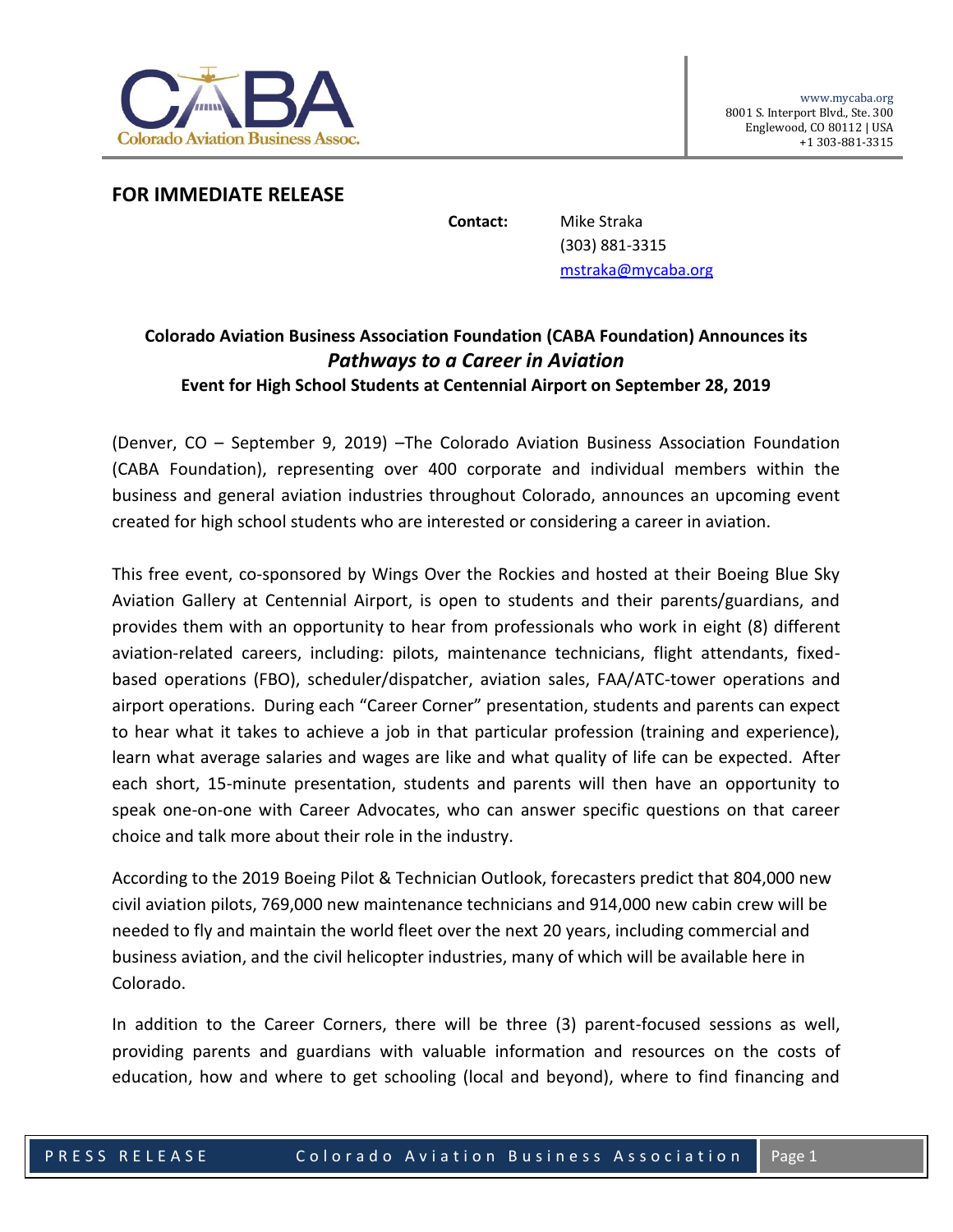www.mycaba.org
8001 S. Interport Blvd., Ste. 300
Englewood, CO 80112 | USA
+1 303-881-3315

**FOR IMMEDIATE RELEASE**

**Contact:** Mike Straka
(303) 881-3315
mstraka@mycaba.org

**Colorado Aviation Business Association Foundation (CABA Foundation) Announces its**
***Pathways to a Career in Aviation***
**Event for High School Students at Centennial Airport on September 28, 2019**

(Denver, CO – September 9, 2019) –The Colorado Aviation Business Association Foundation (CABA Foundation), representing over 400 corporate and individual members within the business and general aviation industries throughout Colorado, announces an upcoming event created for high school students who are interested or considering a career in aviation.

This free event, co-sponsored by Wings Over the Rockies and hosted at their Boeing Blue Sky Aviation Gallery at Centennial Airport, is open to students and their parents/guardians, and provides them with an opportunity to hear from professionals who work in eight (8) different aviation-related careers, including: pilots, maintenance technicians, flight attendants, fixed-based operations (FBO), scheduler/dispatcher, aviation sales, FAA/ATC-tower operations and airport operations. During each "Career Corner" presentation, students and parents can expect to hear what it takes to achieve a job in that particular profession (training and experience), learn what average salaries and wages are like and what quality of life can be expected. After each short, 15-minute presentation, students and parents will then have an opportunity to speak one-on-one with Career Advocates, who can answer specific questions on that career choice and talk more about their role in the industry.

According to the 2019 Boeing Pilot & Technician Outlook, forecasters predict that 804,000 new civil aviation pilots, 769,000 new maintenance technicians and 914,000 new cabin crew will be needed to fly and maintain the world fleet over the next 20 years, including commercial and business aviation, and the civil helicopter industries, many of which will be available here in Colorado.

In addition to the Career Corners, there will be three (3) parent-focused sessions as well, providing parents and guardians with valuable information and resources on the costs of education, how and where to get schooling (local and beyond), where to find financing and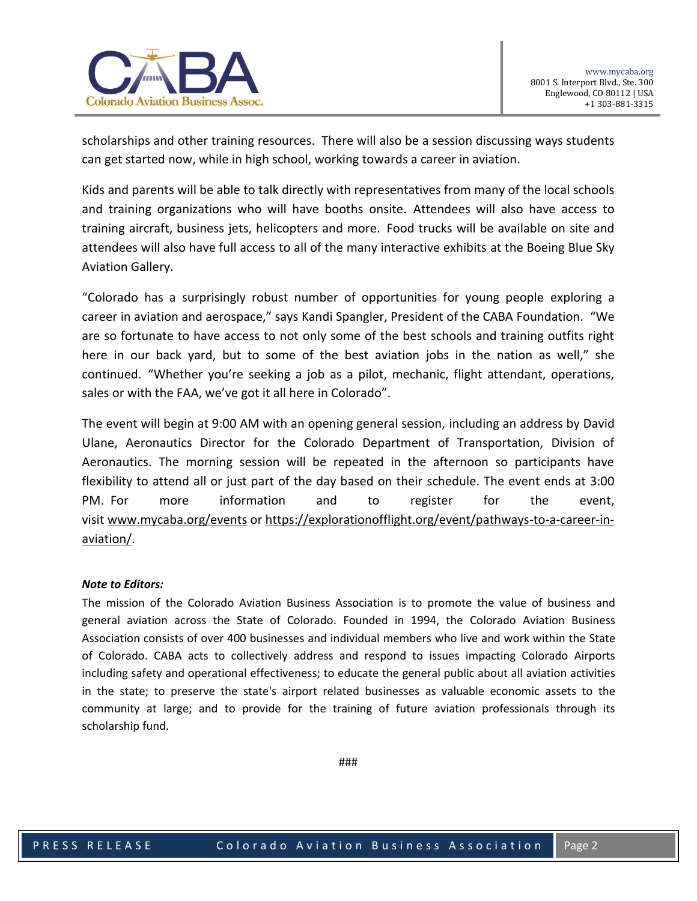scholarships and other training resources. There will also be a session discussing ways students can get started now, while in high school, working towards a career in aviation.

Kids and parents will be able to talk directly with representatives from many of the local schools and training organizations who will have booths onsite. Attendees will also have access to training aircraft, business jets, helicopters and more. Food trucks will be available on site and attendees will also have full access to all of the many interactive exhibits at the Boeing Blue Sky Aviation Gallery.

"Colorado has a surprisingly robust number of opportunities for young people exploring a career in aviation and aerospace," says Kandi Spangler, President of the CABA Foundation. "We are so fortunate to have access to not only some of the best schools and training outfits right here in our back yard, but to some of the best aviation jobs in the nation as well," she continued. "Whether you're seeking a job as a pilot, mechanic, flight attendant, operations, sales or with the FAA, we've got it all here in Colorado".

The event will begin at 9:00 AM with an opening general session, including an address by David Ulane, Aeronautics Director for the Colorado Department of Transportation, Division of Aeronautics. The morning session will be repeated in the afternoon so participants have flexibility to attend all or just part of the day based on their schedule. The event ends at 3:00 PM. For more information and to register for the event, visit www.mycaba.org/events or https://explorationofflight.org/event/pathways-to-a-career-in-aviation/.

***Note to Editors:***

The mission of the Colorado Aviation Business Association is to promote the value of business and general aviation across the State of Colorado. Founded in 1994, the Colorado Aviation Business Association consists of over 400 businesses and individual members who live and work within the State of Colorado. CABA acts to collectively address and respond to issues impacting Colorado Airports including safety and operational effectiveness; to educate the general public about all aviation activities in the state; to preserve the state's airport related businesses as valuable economic assets to the community at large; and to provide for the training of future aviation professionals through its scholarship fund.

###